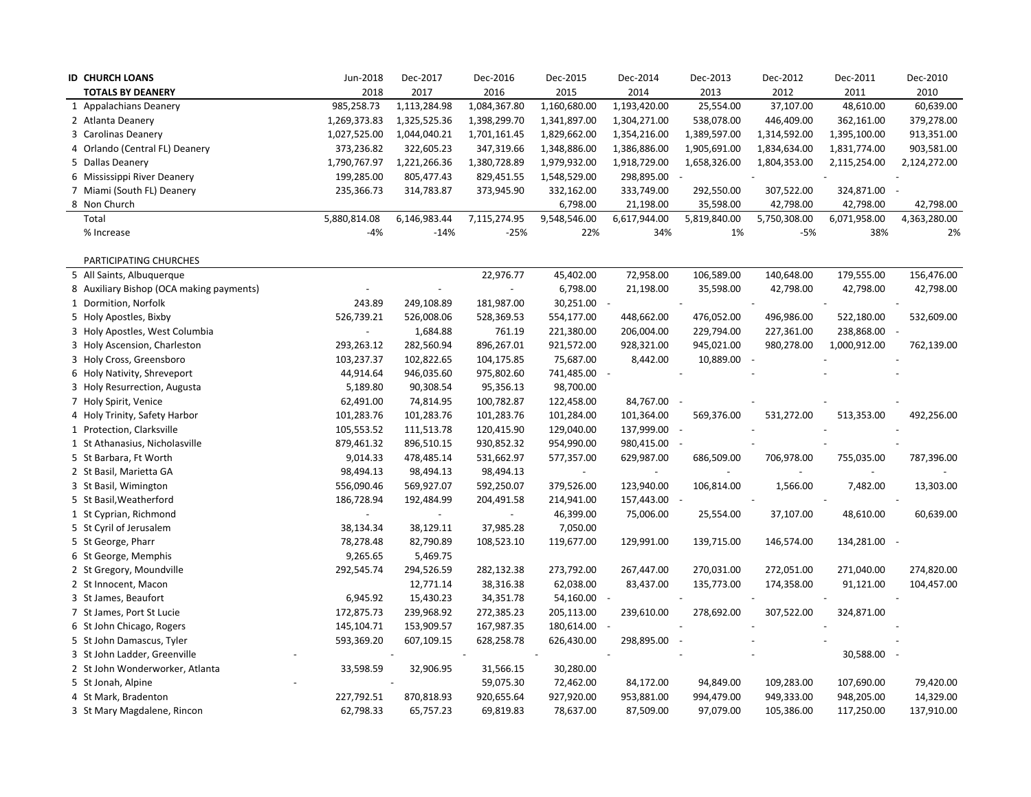| ID | CHURCH LOANS | Jun-2018 | Dec-2017 | Dec-2016 | Dec-2015 | Dec-2014 | Dec-2013 | Dec-2012 | Dec-2011 | Dec-2010 |
|---|---|---|---|---|---|---|---|---|---|---|
| | **TOTALS BY DEANERY** | 2018 | 2017 | 2016 | 2015 | 2014 | 2013 | 2012 | 2011 | 2010 |
| 1 | Appalachians Deanery | 985,258.73 | 1,113,284.98 | 1,084,367.80 | 1,160,680.00 | 1,193,420.00 | 25,554.00 | 37,107.00 | 48,610.00 | 60,639.00 |
| 2 | Atlanta Deanery | 1,269,373.83 | 1,325,525.36 | 1,398,299.70 | 1,341,897.00 | 1,304,271.00 | 538,078.00 | 446,409.00 | 362,161.00 | 379,278.00 |
| 3 | Carolinas Deanery | 1,027,525.00 | 1,044,040.21 | 1,701,161.45 | 1,829,662.00 | 1,354,216.00 | 1,389,597.00 | 1,314,592.00 | 1,395,100.00 | 913,351.00 |
| 4 | Orlando (Central FL) Deanery | 373,236.82 | 322,605.23 | 347,319.66 | 1,348,886.00 | 1,386,886.00 | 1,905,691.00 | 1,834,634.00 | 1,831,774.00 | 903,581.00 |
| 5 | Dallas Deanery | 1,790,767.97 | 1,221,266.36 | 1,380,728.89 | 1,979,932.00 | 1,918,729.00 | 1,658,326.00 | 1,804,353.00 | 2,115,254.00 | 2,124,272.00 |
| 6 | Mississippi River Deanery | 199,285.00 | 805,477.43 | 829,451.55 | 1,548,529.00 | 298,895.00 | - | - | - | - |
| 7 | Miami (South FL) Deanery | 235,366.73 | 314,783.87 | 373,945.90 | 332,162.00 | 333,749.00 | 292,550.00 | 307,522.00 | 324,871.00 | - |
| 8 | Non Church | | | | 6,798.00 | 21,198.00 | 35,598.00 | 42,798.00 | 42,798.00 | 42,798.00 |
| | Total | 5,880,814.08 | 6,146,983.44 | 7,115,274.95 | 9,548,546.00 | 6,617,944.00 | 5,819,840.00 | 5,750,308.00 | 6,071,958.00 | 4,363,280.00 |
| | % Increase | -4% | -14% | -25% | 22% | 34% | 1% | -5% | 38% | 2% |
| | | | | | | | | | | |
| | PARTICIPATING CHURCHES | | | | | | | | | |
| 5 | All Saints, Albuquerque | | | 22,976.77 | 45,402.00 | 72,958.00 | 106,589.00 | 140,648.00 | 179,555.00 | 156,476.00 |
| 8 | Auxiliary Bishop (OCA making payments) | - | - | - | 6,798.00 | 21,198.00 | 35,598.00 | 42,798.00 | 42,798.00 | 42,798.00 |
| 1 | Dormition, Norfolk | 243.89 | 249,108.89 | 181,987.00 | 30,251.00 | - | - | - | - | - |
| 5 | Holy Apostles, Bixby | 526,739.21 | 526,008.06 | 528,369.53 | 554,177.00 | 448,662.00 | 476,052.00 | 496,986.00 | 522,180.00 | 532,609.00 |
| 3 | Holy Apostles, West Columbia | - | 1,684.88 | 761.19 | 221,380.00 | 206,004.00 | 229,794.00 | 227,361.00 | 238,868.00 | - |
| 3 | Holy Ascension, Charleston | 293,263.12 | 282,560.94 | 896,267.01 | 921,572.00 | 928,321.00 | 945,021.00 | 980,278.00 | 1,000,912.00 | 762,139.00 |
| 3 | Holy Cross, Greensboro | 103,237.37 | 102,822.65 | 104,175.85 | 75,687.00 | 8,442.00 | 10,889.00 | - | - | - |
| 6 | Holy Nativity, Shreveport | 44,914.64 | 946,035.60 | 975,802.60 | 741,485.00 | - | - | - | - | - |
| 3 | Holy Resurrection, Augusta | 5,189.80 | 90,308.54 | 95,356.13 | 98,700.00 | | | | | |
| 7 | Holy Spirit, Venice | 62,491.00 | 74,814.95 | 100,782.87 | 122,458.00 | 84,767.00 | - | - | - | - |
| 4 | Holy Trinity, Safety Harbor | 101,283.76 | 101,283.76 | 101,283.76 | 101,284.00 | 101,364.00 | 569,376.00 | 531,272.00 | 513,353.00 | 492,256.00 |
| 1 | Protection, Clarksville | 105,553.52 | 111,513.78 | 120,415.90 | 129,040.00 | 137,999.00 | - | - | - | - |
| 1 | St Athanasius, Nicholasville | 879,461.32 | 896,510.15 | 930,852.32 | 954,990.00 | 980,415.00 | - | - | - | - |
| 5 | St Barbara, Ft Worth | 9,014.33 | 478,485.14 | 531,662.97 | 577,357.00 | 629,987.00 | 686,509.00 | 706,978.00 | 755,035.00 | 787,396.00 |
| 2 | St Basil, Marietta GA | 98,494.13 | 98,494.13 | 98,494.13 | - | - | - | - | - | - |
| 3 | St Basil, Wimington | 556,090.46 | 569,927.07 | 592,250.07 | 379,526.00 | 123,940.00 | 106,814.00 | 1,566.00 | 7,482.00 | 13,303.00 |
| 5 | St Basil,Weatherford | 186,728.94 | 192,484.99 | 204,491.58 | 214,941.00 | 157,443.00 | - | - | - | - |
| 1 | St Cyprian, Richmond | - | - | - | 46,399.00 | 75,006.00 | 25,554.00 | 37,107.00 | 48,610.00 | 60,639.00 |
| 5 | St Cyril of Jerusalem | 38,134.34 | 38,129.11 | 37,985.28 | 7,050.00 | | | | | |
| 5 | St George, Pharr | 78,278.48 | 82,790.89 | 108,523.10 | 119,677.00 | 129,991.00 | 139,715.00 | 146,574.00 | 134,281.00 | - |
| 6 | St George, Memphis | 9,265.65 | 5,469.75 | | | | | | | |
| 2 | St Gregory, Moundville | 292,545.74 | 294,526.59 | 282,132.38 | 273,792.00 | 267,447.00 | 270,031.00 | 272,051.00 | 271,040.00 | 274,820.00 |
| 2 | St Innocent, Macon | | 12,771.14 | 38,316.38 | 62,038.00 | 83,437.00 | 135,773.00 | 174,358.00 | 91,121.00 | 104,457.00 |
| 3 | St James, Beaufort | 6,945.92 | 15,430.23 | 34,351.78 | 54,160.00 | - | - | - | - | - |
| 7 | St James, Port St Lucie | 172,875.73 | 239,968.92 | 272,385.23 | 205,113.00 | 239,610.00 | 278,692.00 | 307,522.00 | 324,871.00 | |
| 6 | St John Chicago, Rogers | 145,104.71 | 153,909.57 | 167,987.35 | 180,614.00 | - | - | - | - | - |
| 5 | St John Damascus, Tyler | 593,369.20 | 607,109.15 | 628,258.78 | 626,430.00 | 298,895.00 | - | - | - | - |
| 3 | St John Ladder, Greenville | - | - | - | - | - | - | - | 30,588.00 | - |
| 2 | St John Wonderworker, Atlanta | 33,598.59 | 32,906.95 | 31,566.15 | 30,280.00 | | | | | |
| 5 | St Jonah, Alpine | - | - | 59,075.30 | 72,462.00 | 84,172.00 | 94,849.00 | 109,283.00 | 107,690.00 | 79,420.00 |
| 4 | St Mark, Bradenton | 227,792.51 | 870,818.93 | 920,655.64 | 927,920.00 | 953,881.00 | 994,479.00 | 949,333.00 | 948,205.00 | 14,329.00 |
| 3 | St Mary Magdalene, Rincon | 62,798.33 | 65,757.23 | 69,819.83 | 78,637.00 | 87,509.00 | 97,079.00 | 105,386.00 | 117,250.00 | 137,910.00 |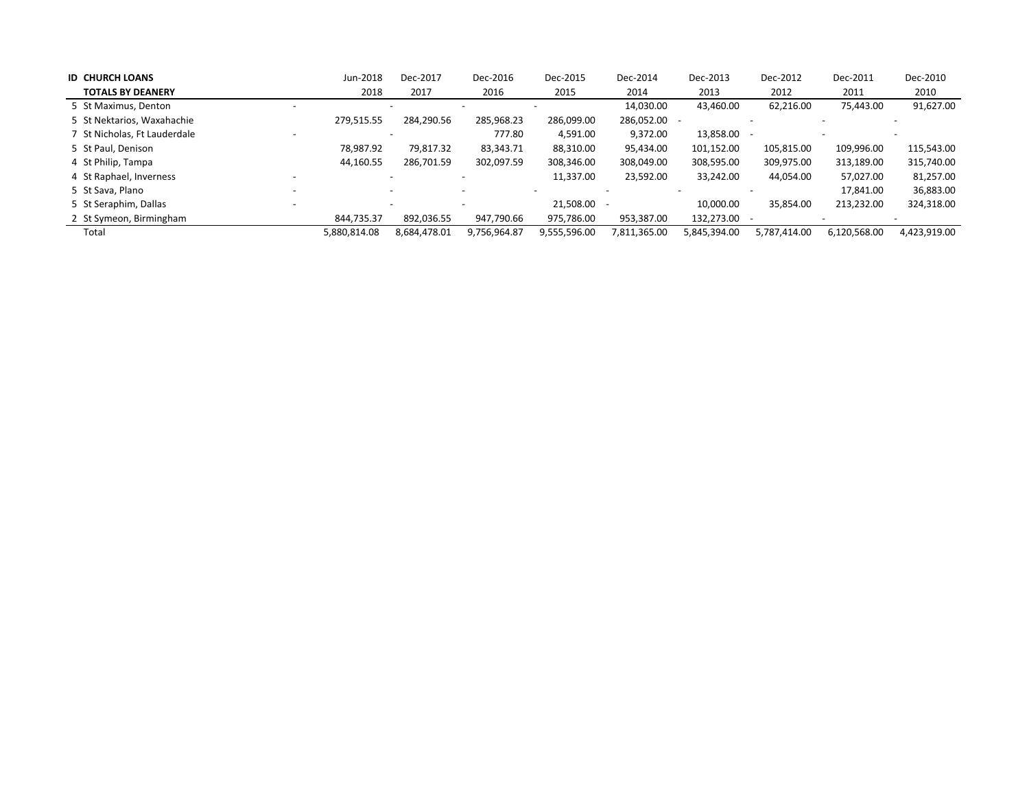| ID | CHURCH LOANS | Jun-2018 | Dec-2017 | Dec-2016 | Dec-2015 | Dec-2014 | Dec-2013 | Dec-2012 | Dec-2011 | Dec-2010 |
|---|---|---|---|---|---|---|---|---|---|---|
| | **TOTALS BY DEANERY** | 2018 | 2017 | 2016 | 2015 | 2014 | 2013 | 2012 | 2011 | 2010 |
| 5 | St Maximus, Denton | - | - | - | - | 14,030.00 | 43,460.00 | 62,216.00 | 75,443.00 | 91,627.00 |
| 5 | St Nektarios, Waxahachie | 279,515.55 | 284,290.56 | 285,968.23 | 286,099.00 | 286,052.00 | - | - | - | - |
| 7 | St Nicholas, Ft Lauderdale | - | - | 777.80 | 4,591.00 | 9,372.00 | 13,858.00 | - | - | - |
| 5 | St Paul, Denison | 78,987.92 | 79,817.32 | 83,343.71 | 88,310.00 | 95,434.00 | 101,152.00 | 105,815.00 | 109,996.00 | 115,543.00 |
| 4 | St Philip, Tampa | 44,160.55 | 286,701.59 | 302,097.59 | 308,346.00 | 308,049.00 | 308,595.00 | 309,975.00 | 313,189.00 | 315,740.00 |
| 4 | St Raphael, Inverness | - | - | - | 11,337.00 | 23,592.00 | 33,242.00 | 44,054.00 | 57,027.00 | 81,257.00 |
| 5 | St Sava, Plano | - | - | - | - | - | - | - | 17,841.00 | 36,883.00 |
| 5 | St Seraphim, Dallas | - | - | - | 21,508.00 | - | 10,000.00 | 35,854.00 | 213,232.00 | 324,318.00 |
| 2 | St Symeon, Birmingham | 844,735.37 | 892,036.55 | 947,790.66 | 975,786.00 | 953,387.00 | 132,273.00 | - | - | - |
| | Total | 5,880,814.08 | 8,684,478.01 | 9,756,964.87 | 9,555,596.00 | 7,811,365.00 | 5,845,394.00 | 5,787,414.00 | 6,120,568.00 | 4,423,919.00 |